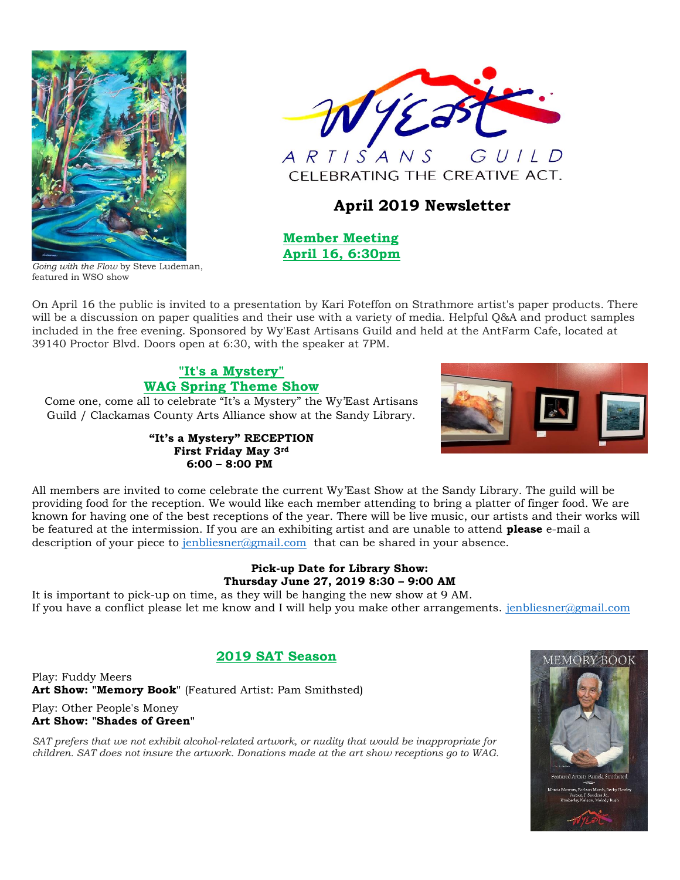*Going with the Flow* by Steve Ludeman, featured in WSO show

Wy'East ARTISANS GUILD
CELEBRATING THE CREATIVE ACT.

# April 2019 Newsletter

## Member Meeting April 16, 6:30pm

On April 16 the public is invited to a presentation by Kari Foteffon on Strathmore artist's paper products. There will be a discussion on paper qualities and their use with a variety of media. Helpful Q&A and product samples included in the free evening. Sponsored by Wy'East Artisans Guild and held at the AntFarm Cafe, located at 39140 Proctor Blvd. Doors open at 6:30, with the speaker at 7PM.

## "It's a Mystery" WAG Spring Theme Show

Come one, come all to celebrate "It's a Mystery" the Wy'East Artisans Guild / Clackamas County Arts Alliance show at the Sandy Library.

**"It's a Mystery" RECEPTION**
**First Friday May 3rd**
**6:00 – 8:00 PM**

All members are invited to come celebrate the current Wy'East Show at the Sandy Library. The guild will be providing food for the reception. We would like each member attending to bring a platter of finger food. We are known for having one of the best receptions of the year. There will be live music, our artists and their works will be featured at the intermission. If you are an exhibiting artist and are unable to attend **please** e-mail a description of your piece to jenbliesner@gmail.com that can be shared in your absence.

**Pick-up Date for Library Show:**
**Thursday June 27, 2019 8:30 – 9:00 AM**

It is important to pick-up on time, as they will be hanging the new show at 9 AM.
If you have a conflict please let me know and I will help you make other arrangements. jenbliesner@gmail.com

## 2019 SAT Season

Play: Fuddy Meers
**Art Show: "Memory Book"** (Featured Artist: Pam Smithsted)

Play: Other People's Money
**Art Show: "Shades of Green"**

*SAT prefers that we not exhibit alcohol-related artwork, or nudity that would be inappropriate for children. SAT does not insure the artwork. Donations made at the art show receptions go to WAG.*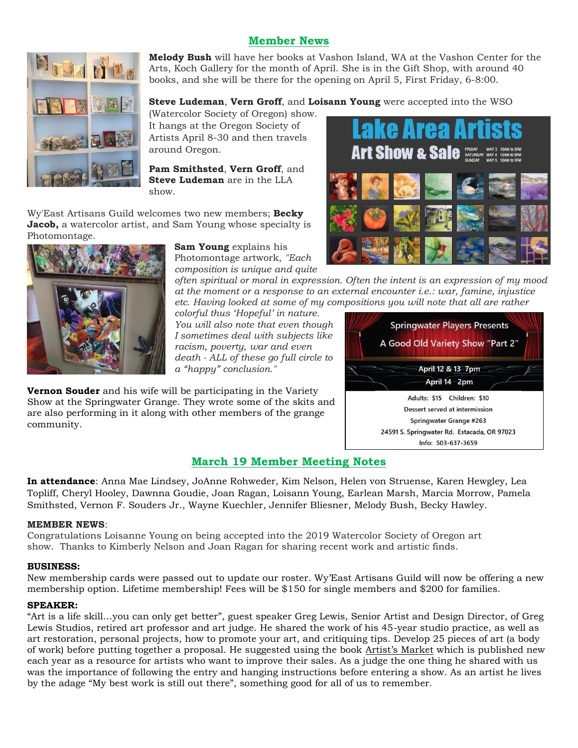## Member News

**Melody Bush** will have her books at Vashon Island, WA at the Vashon Center for the Arts, Koch Gallery for the month of April. She is in the Gift Shop, with around 40 books, and she will be there for the opening on April 5, First Friday, 6-8:00.

**Steve Ludeman**, **Vern Groff**, and **Loisann Young** were accepted into the WSO (Watercolor Society of Oregon) show. It hangs at the Oregon Society of Artists April 8-30 and then travels around Oregon.

**Pam Smithsted**, **Vern Groff**, and **Steve Ludeman** are in the LLA show.

Lake Area Artists
Art Show & Sale
FRIDAY MAY 3 10AM to 8PM
SATURDAY MAY 4 10AM to 8PM
SUNDAY MAY 5 10AM to 5PM

Wy'East Artisans Guild welcomes two new members; **Becky Jacob,** a watercolor artist, and Sam Young whose specialty is Photomontage.

**Sam Young** explains his Photomontage artwork, *"Each composition is unique and quite often spiritual or moral in expression. Often the intent is an expression of my mood at the moment or a response to an external encounter i.e.: war, famine, injustice etc. Having looked at some of my compositions you will note that all are rather colorful thus 'Hopeful' in nature. You will also note that even though I sometimes deal with subjects like racism, poverty, war and even death - ALL of these go full circle to a "happy" conclusion."*

**Vernon Souder** and his wife will be participating in the Variety Show at the Springwater Grange. They wrote some of the skits and are also performing in it along with other members of the grange community.

Springwater Players Presents
A Good Old Variety Show "Part 2"
April 12 & 13 7pm
April 14 2pm
Adults: $15 Children: $10
Dessert served at intermission
Springwater Grange #263
24591 S. Springwater Rd. Estacada, OR 97023
Info: 503-637-3659

## March 19 Member Meeting Notes

**In attendance**: Anna Mae Lindsey, JoAnne Rohweder, Kim Nelson, Helen von Struense, Karen Hewgley, Lea Topliff, Cheryl Hooley, Dawnna Goudie, Joan Ragan, Loisann Young, Earlean Marsh, Marcia Morrow, Pamela Smithsted, Vernon F. Souders Jr., Wayne Kuechler, Jennifer Bliesner, Melody Bush, Becky Hawley.

**MEMBER NEWS**:
Congratulations Loisanne Young on being accepted into the 2019 Watercolor Society of Oregon art show. Thanks to Kimberly Nelson and Joan Ragan for sharing recent work and artistic finds.

**BUSINESS:**
New membership cards were passed out to update our roster. Wy'East Artisans Guild will now be offering a new membership option. Lifetime membership! Fees will be $150 for single members and $200 for families.

**SPEAKER:**
"Art is a life skill…you can only get better", guest speaker Greg Lewis, Senior Artist and Design Director, of Greg Lewis Studios, retired art professor and art judge. He shared the work of his 45-year studio practice, as well as art restoration, personal projects, how to promote your art, and critiquing tips. Develop 25 pieces of art (a body of work) before putting together a proposal. He suggested using the book Artist's Market which is published new each year as a resource for artists who want to improve their sales. As a judge the one thing he shared with us was the importance of following the entry and hanging instructions before entering a show. As an artist he lives by the adage "My best work is still out there", something good for all of us to remember.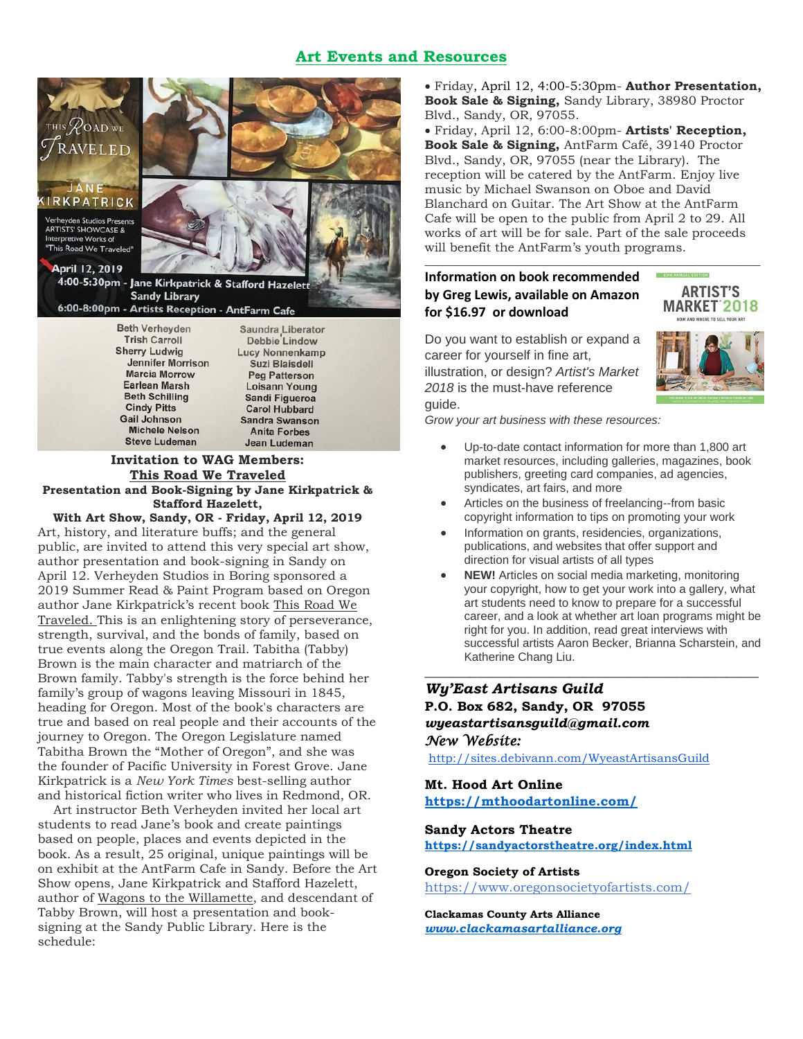## Art Events and Resources

THIS ROAD WE TRAVELED

JANE KIRKPATRICK

Verheyden Studios Presents ARTISTS' SHOWCASE & Interpretive Works of "This Road We Traveled"

April 12, 2019
4:00-5:30pm - Jane Kirkpatrick & Stafford Hazelett
Sandy Library
6:00-8:00pm - Artists Reception - AntFarm Cafe

Beth Verheyden
Trish Carroll
Sherry Ludwig
Jennifer Morrison
Marcia Morrow
Earlean Marsh
Beth Schilling
Cindy Pitts
Gail Johnson
Michele Nelson
Steve Ludeman
Saundra Liberator
Debbie Lindow
Lucy Nonnenkamp
Suzi Blaisdell
Peg Patterson
Loisann Young
Sandi Figueroa
Carol Hubbard
Sandra Swanson
Anita Forbes
Jean Ludeman

**Invitation to WAG Members:**
**This Road We Traveled**
**Presentation and Book-Signing by Jane Kirkpatrick & Stafford Hazelett,**
**With Art Show, Sandy, OR - Friday, April 12, 2019**

Art, history, and literature buffs; and the general public, are invited to attend this very special art show, author presentation and book-signing in Sandy on April 12. Verheyden Studios in Boring sponsored a 2019 Summer Read & Paint Program based on Oregon author Jane Kirkpatrick's recent book This Road We Traveled. This is an enlightening story of perseverance, strength, survival, and the bonds of family, based on true events along the Oregon Trail. Tabitha (Tabby) Brown is the main character and matriarch of the Brown family. Tabby's strength is the force behind her family's group of wagons leaving Missouri in 1845, heading for Oregon. Most of the book's characters are true and based on real people and their accounts of the journey to Oregon. The Oregon Legislature named Tabitha Brown the "Mother of Oregon", and she was the founder of Pacific University in Forest Grove. Jane Kirkpatrick is a *New York Times* best-selling author and historical fiction writer who lives in Redmond, OR.

Art instructor Beth Verheyden invited her local art students to read Jane's book and create paintings based on people, places and events depicted in the book. As a result, 25 original, unique paintings will be on exhibit at the AntFarm Cafe in Sandy. Before the Art Show opens, Jane Kirkpatrick and Stafford Hazelett, author of Wagons to the Willamette, and descendant of Tabby Brown, will host a presentation and book-signing at the Sandy Public Library. Here is the schedule:

- Friday, April 12, 4:00-5:30pm- **Author Presentation, Book Sale & Signing,** Sandy Library, 38980 Proctor Blvd., Sandy, OR, 97055.
- Friday, April 12, 6:00-8:00pm- **Artists' Reception, Book Sale & Signing,** AntFarm Café, 39140 Proctor Blvd., Sandy, OR, 97055 (near the Library). The reception will be catered by the AntFarm. Enjoy live music by Michael Swanson on Oboe and David Blanchard on Guitar. The Art Show at the AntFarm Cafe will be open to the public from April 2 to 29. All works of art will be for sale. Part of the sale proceeds will benefit the AntFarm's youth programs.

---

**Information on book recommended by Greg Lewis, available on Amazon for $16.97 or download**

ARTIST'S MARKET 2018

Do you want to establish or expand a career for yourself in fine art, illustration, or design? *Artist's Market 2018* is the must-have reference guide.

*Grow your art business with these resources:*

- Up-to-date contact information for more than 1,800 art market resources, including galleries, magazines, book publishers, greeting card companies, ad agencies, syndicates, art fairs, and more
- Articles on the business of freelancing--from basic copyright information to tips on promoting your work
- Information on grants, residencies, organizations, publications, and websites that offer support and direction for visual artists of all types
- **NEW!** Articles on social media marketing, monitoring your copyright, how to get your work into a gallery, what art students need to know to prepare for a successful career, and a look at whether art loan programs might be right for you. In addition, read great interviews with successful artists Aaron Becker, Brianna Scharstein, and Katherine Chang Liu.

---

***Wy'East Artisans Guild***
**P.O. Box 682, Sandy, OR 97055**
***wyeastartisansguild@gmail.com***
*New Website:*
http://sites.debivann.com/WyeastArtisansGuild

**Mt. Hood Art Online**
**https://mthoodartonline.com/**

**Sandy Actors Theatre**
**https://sandyactorstheatre.org/index.html**

**Oregon Society of Artists**
https://www.oregonsocietyofartists.com/

**Clackamas County Arts Alliance**
***www.clackamasartalliance.org***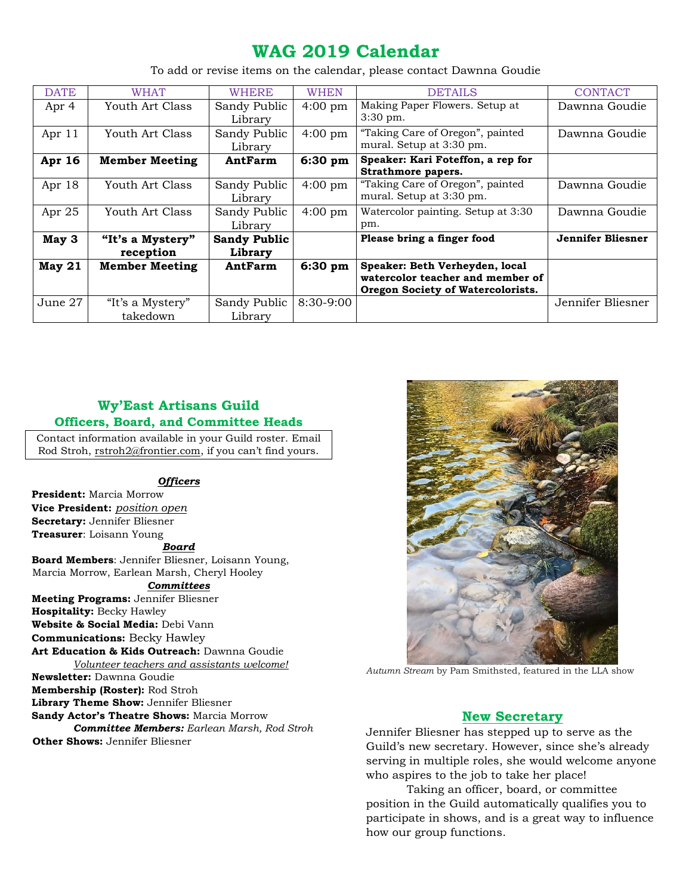# WAG 2019 Calendar

To add or revise items on the calendar, please contact Dawnna Goudie

| DATE | WHAT | WHERE | WHEN | DETAILS | CONTACT |
|---|---|---|---|---|---|
| Apr 4 | Youth Art Class | Sandy Public Library | 4:00 pm | Making Paper Flowers. Setup at 3:30 pm. | Dawnna Goudie |
| Apr 11 | Youth Art Class | Sandy Public Library | 4:00 pm | "Taking Care of Oregon", painted mural. Setup at 3:30 pm. | Dawnna Goudie |
| **Apr 16** | **Member Meeting** | **AntFarm** | **6:30 pm** | **Speaker: Kari Foteffon, a rep for Strathmore papers.** | |
| Apr 18 | Youth Art Class | Sandy Public Library | 4:00 pm | "Taking Care of Oregon", painted mural. Setup at 3:30 pm. | Dawnna Goudie |
| Apr 25 | Youth Art Class | Sandy Public Library | 4:00 pm | Watercolor painting. Setup at 3:30 pm. | Dawnna Goudie |
| **May 3** | **"It's a Mystery" reception** | **Sandy Public Library** | | **Please bring a finger food** | **Jennifer Bliesner** |
| **May 21** | **Member Meeting** | **AntFarm** | **6:30 pm** | **Speaker: Beth Verheyden, local watercolor teacher and member of Oregon Society of Watercolorists.** | |
| June 27 | "It's a Mystery" takedown | Sandy Public Library | 8:30-9:00 | | Jennifer Bliesner |

## Wy'East Artisans Guild
## Officers, Board, and Committee Heads

Contact information available in your Guild roster. Email Rod Stroh, rstroh2@frontier.com, if you can't find yours.

***Officers***

**President:** Marcia Morrow
**Vice President:** *position open*
**Secretary:** Jennifer Bliesner
**Treasurer**: Loisann Young

***Board***

**Board Members**: Jennifer Bliesner, Loisann Young, Marcia Morrow, Earlean Marsh, Cheryl Hooley

***Committees***

**Meeting Programs:** Jennifer Bliesner
**Hospitality:** Becky Hawley
**Website & Social Media:** Debi Vann
**Communications:** Becky Hawley
**Art Education & Kids Outreach:** Dawnna Goudie
*Volunteer teachers and assistants welcome!*
**Newsletter:** Dawnna Goudie
**Membership (Roster):** Rod Stroh
**Library Theme Show:** Jennifer Bliesner
**Sandy Actor's Theatre Shows:** Marcia Morrow
***Committee Members:*** *Earlean Marsh, Rod Stroh*
**Other Shows:** Jennifer Bliesner

*Autumn Stream* by Pam Smithsted, featured in the LLA show

## New Secretary

Jennifer Bliesner has stepped up to serve as the Guild's new secretary. However, since she's already serving in multiple roles, she would welcome anyone who aspires to the job to take her place!

Taking an officer, board, or committee position in the Guild automatically qualifies you to participate in shows, and is a great way to influence how our group functions.